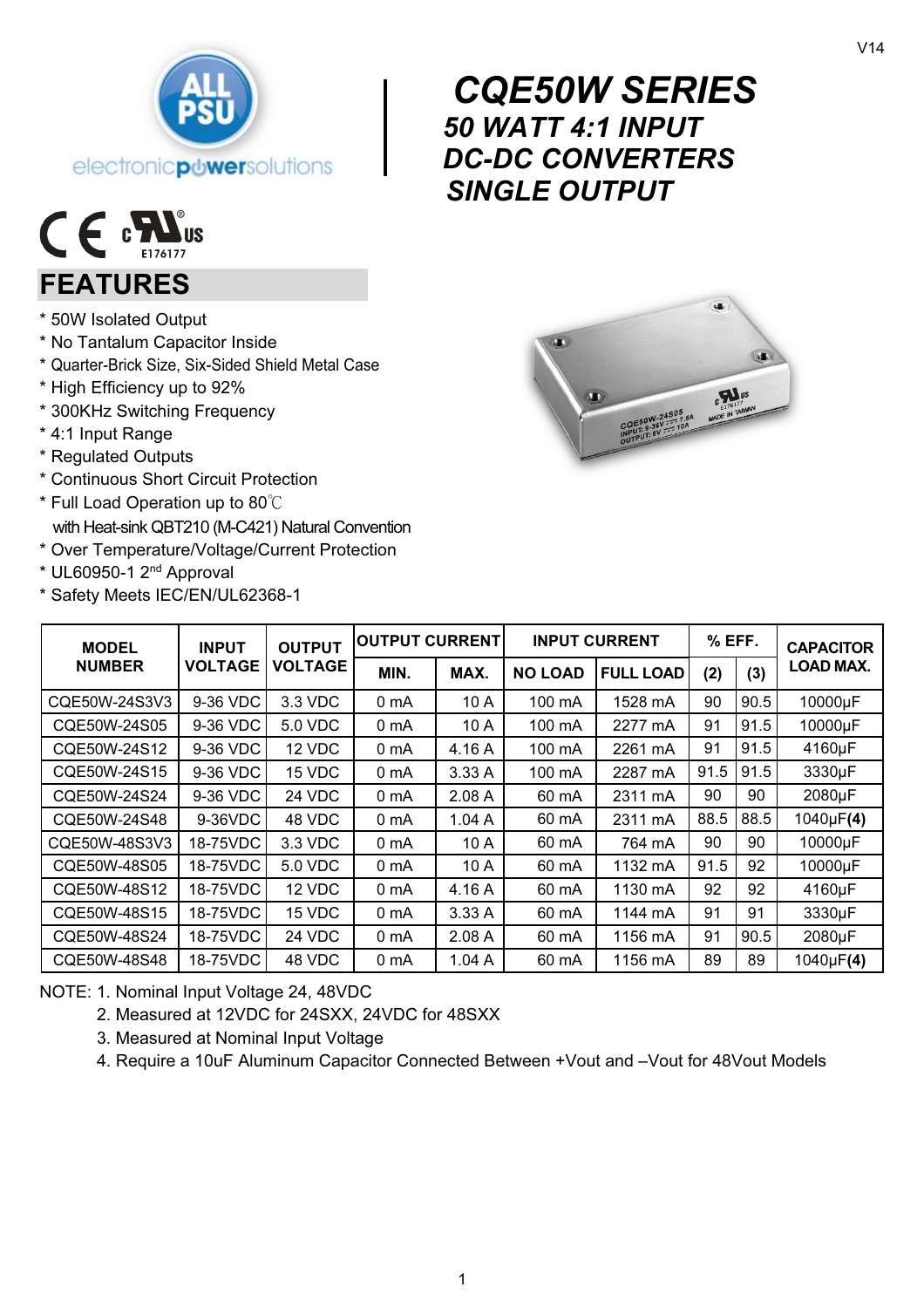# CQE50W SERIES

## 50 WATT 4:1 INPUT DC-DC CONVERTERS SINGLE OUTPUT

## FEATURES

* 50W Isolated Output
* No Tantalum Capacitor Inside
* Quarter-Brick Size, Six-Sided Shield Metal Case
* High Efficiency up to 92%
* 300KHz Switching Frequency
* 4:1 Input Range
* Regulated Outputs
* Continuous Short Circuit Protection
* Full Load Operation up to 80℃
  with Heat-sink QBT210 (M-C421) Natural Convention
* Over Temperature/Voltage/Current Protection
* UL60950-1 2nd Approval
* Safety Meets IEC/EN/UL62368-1

| MODEL NUMBER | INPUT VOLTAGE | OUTPUT VOLTAGE | OUTPUT CURRENT | | INPUT CURRENT | | % EFF. | | CAPACITOR LOAD MAX. |
|---|---|---|---|---|---|---|---|---|---|
| | | | MIN. | MAX. | NO LOAD | FULL LOAD | (2) | (3) | |
| CQE50W-24S3V3 | 9-36 VDC | 3.3 VDC | 0 mA | 10 A | 100 mA | 1528 mA | 90 | 90.5 | 10000μF |
| CQE50W-24S05 | 9-36 VDC | 5.0 VDC | 0 mA | 10 A | 100 mA | 2277 mA | 91 | 91.5 | 10000μF |
| CQE50W-24S12 | 9-36 VDC | 12 VDC | 0 mA | 4.16 A | 100 mA | 2261 mA | 91 | 91.5 | 4160μF |
| CQE50W-24S15 | 9-36 VDC | 15 VDC | 0 mA | 3.33 A | 100 mA | 2287 mA | 91.5 | 91.5 | 3330μF |
| CQE50W-24S24 | 9-36 VDC | 24 VDC | 0 mA | 2.08 A | 60 mA | 2311 mA | 90 | 90 | 2080μF |
| CQE50W-24S48 | 9-36VDC | 48 VDC | 0 mA | 1.04 A | 60 mA | 2311 mA | 88.5 | 88.5 | 1040μF**(4)** |
| CQE50W-48S3V3 | 18-75VDC | 3.3 VDC | 0 mA | 10 A | 60 mA | 764 mA | 90 | 90 | 10000μF |
| CQE50W-48S05 | 18-75VDC | 5.0 VDC | 0 mA | 10 A | 60 mA | 1132 mA | 91.5 | 92 | 10000μF |
| CQE50W-48S12 | 18-75VDC | 12 VDC | 0 mA | 4.16 A | 60 mA | 1130 mA | 92 | 92 | 4160μF |
| CQE50W-48S15 | 18-75VDC | 15 VDC | 0 mA | 3.33 A | 60 mA | 1144 mA | 91 | 91 | 3330μF |
| CQE50W-48S24 | 18-75VDC | 24 VDC | 0 mA | 2.08 A | 60 mA | 1156 mA | 91 | 90.5 | 2080μF |
| CQE50W-48S48 | 18-75VDC | 48 VDC | 0 mA | 1.04 A | 60 mA | 1156 mA | 89 | 89 | 1040μF**(4)** |

NOTE: 1. Nominal Input Voltage 24, 48VDC
2. Measured at 12VDC for 24SXX, 24VDC for 48SXX
3. Measured at Nominal Input Voltage
4. Require a 10uF Aluminum Capacitor Connected Between +Vout and –Vout for 48Vout Models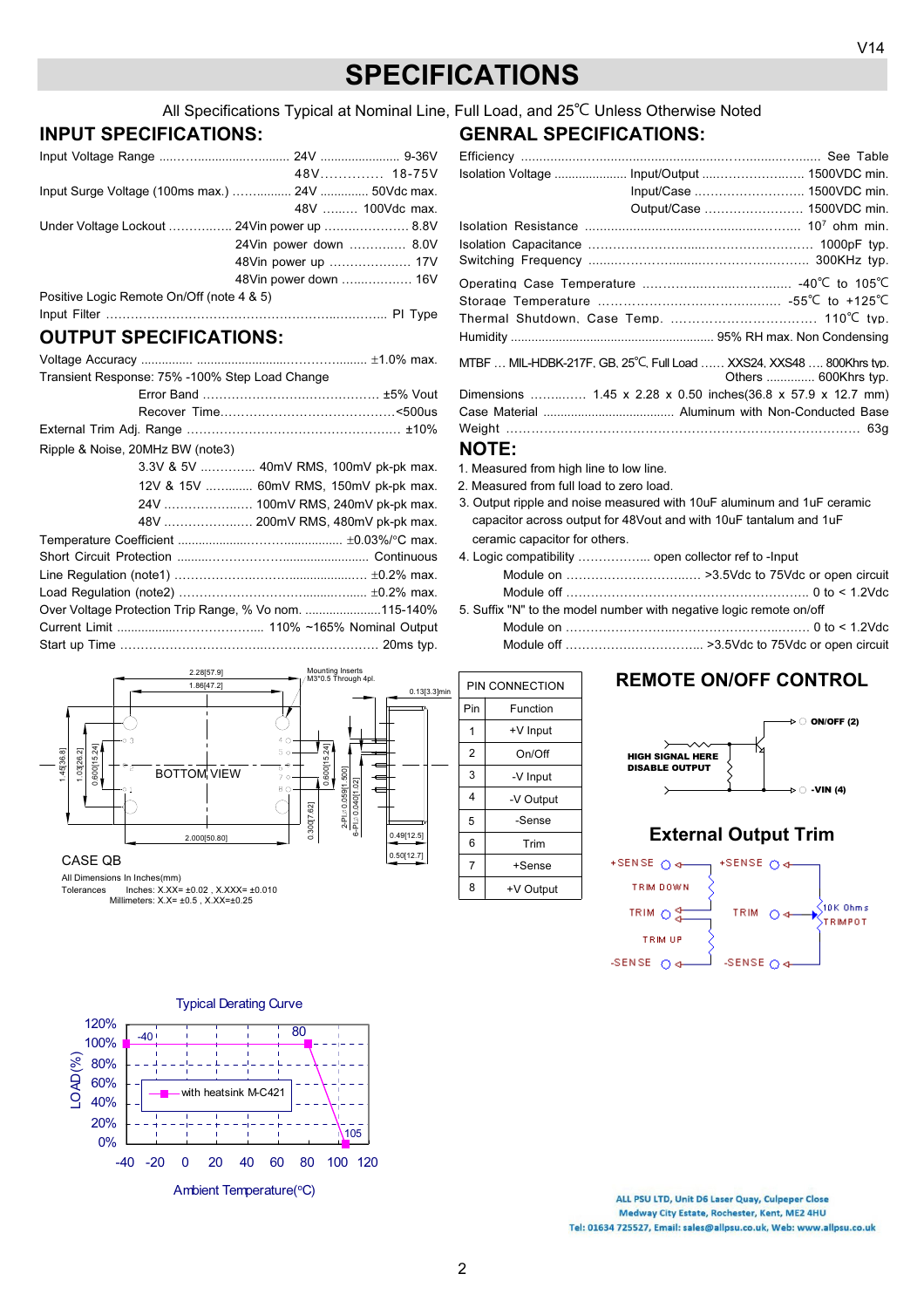# SPECIFICATIONS

All Specifications Typical at Nominal Line, Full Load, and 25℃ Unless Otherwise Noted

## INPUT SPECIFICATIONS:

Input Voltage Range ........................ 24V ........................ 9-36V
48V.............. 18-75V

Input Surge Voltage (100ms max.) ................ 24V .............. 50Vdc max.
48V ......... 100Vdc max.

Under Voltage Lockout ................ 24Vin power up .................... 8.8V
24Vin power down ............. 8.0V
48Vin power up ................... 17V
48Vin power down ................. 16V

Positive Logic Remote On/Off (note 4 & 5)

Input Filter ........................................................ PI Type

## OUTPUT SPECIFICATIONS:

Voltage Accuracy ............................................. ±1.0% max.

Transient Response: 75% -100% Step Load Change
Error Band .......................................... ±5% Vout
Recover Time..........................................<500us

External Trim Adj. Range ............................................... ±10%

Ripple & Noise, 20MHz BW (note3)
3.3V & 5V ............. 40mV RMS, 100mV pk-pk max.
12V & 15V ............ 60mV RMS, 150mV pk-pk max.
24V ..................... 100mV RMS, 240mV pk-pk max.
48V ..................... 200mV RMS, 480mV pk-pk max.

Temperature Coefficient ........................................ ±0.03%/°C max.

Short Circuit Protection ................................................ Continuous

Line Regulation (note1) ...................................... ±0.2% max.

Load Regulation (note2) ...................................... ±0.2% max.

Over Voltage Protection Trip Range, % Vo nom. ......................115-140%

Current Limit ..................................... 110% ~165% Nominal Output

Start up Time ................................................................ 20ms typ.

## GENRAL SPECIFICATIONS:

Efficiency ....................................................................... See Table

Isolation Voltage ..................... Input/Output ........................ 1500VDC min.
Input/Case .......................... 1500VDC min.
Output/Case ....................... 1500VDC min.

Isolation Resistance ................................................... $10^7$ ohm min.

Isolation Capacitance ............................................... 1000pF typ.

Switching Frequency ............................................... 300KHz typ.

Operating Case Temperature ...................................... -40℃ to 105℃

Storage Temperature ............................................ -55℃ to +125℃

Thermal Shutdown, Case Temp. ................................... 110℃ typ.

Humidity ............................................... 95% RH max. Non Condensing

MTBF ... MIL-HDBK-217F, GB, 25℃, Full Load ...... XXS24, XXS48 .... 800Khrs typ.
Others ............. 600Khrs typ.

Dimensions ............. 1.45 x 2.28 x 0.50 inches(36.8 x 57.9 x 12.7 mm)

Case Material ..................................... Aluminum with Non-Conducted Base

Weight ............................................................................... 63g

## NOTE:

1. Measured from high line to low line.
2. Measured from full load to zero load.
3. Output ripple and noise measured with 10uF aluminum and 1uF ceramic capacitor across output for 48Vout and with 10uF tantalum and 1uF ceramic capacitor for others.
4. Logic compatibility .................. open collector ref to -Input
   Module on ................................ >3.5Vdc to 75Vdc or open circuit
   Module off ........................................................ 0 to < 1.2Vdc
5. Suffix "N" to the model number with negative logic remote on/off
   Module on ........................................................ 0 to < 1.2Vdc
   Module off ................................ >3.5Vdc to 75Vdc or open circuit

2.28[57.9]
1.86[47.2]
Mounting Inserts
M3*0.5 Through 4pl.
0.13[3.3]min
BOTTOM VIEW
1.45[36.8]
1.03[26.2]
0.600[15.24]
0.600[15.24]
0.600[1.500]
2.000[50.80]
0.300[7.62]
2-Pl.: 0.059[1.500]
6-Pl.: 0.040[1.02]
0.49[12.5]
0.50[12.7]

CASE QB

All Dimensions In Inches(mm)
Tolerances Inches: X.XX= ±0.02 , X.XXX= ±0.010
Millimeters: X.X= ±0.5 , X.XX=±0.25

| PIN CONNECTION | |
|---|---|
| Pin | Function |
| 1 | +V Input |
| 2 | On/Off |
| 3 | -V Input |
| 4 | -V Output |
| 5 | -Sense |
| 6 | Trim |
| 7 | +Sense |
| 8 | +V Output |

## REMOTE ON/OFF CONTROL

ON/OFF (2)
HIGH SIGNAL HERE DISABLE OUTPUT
-VIN (4)

## External Output Trim

+SENSE
TRIM DOWN
TRIM
TRIM UP
-SENSE
+SENSE
TRIM
10K Ohms TRIMPOT
-SENSE

Typical Derating Curve

120%
100%
80%
60%
40%
20%
0%
LOAD(%)
-40
80
with heatsink M-C421
105
-40 -20 0 20 40 60 80 100 120
Ambient Temperature(°C)

ALL PSU LTD, Unit D6 Laser Quay, Culpeper Close
Medway City Estate, Rochester, Kent, ME2 4HU
Tel: 01634 725527, Email: sales@allpsu.co.uk, Web: www.allpsu.co.uk